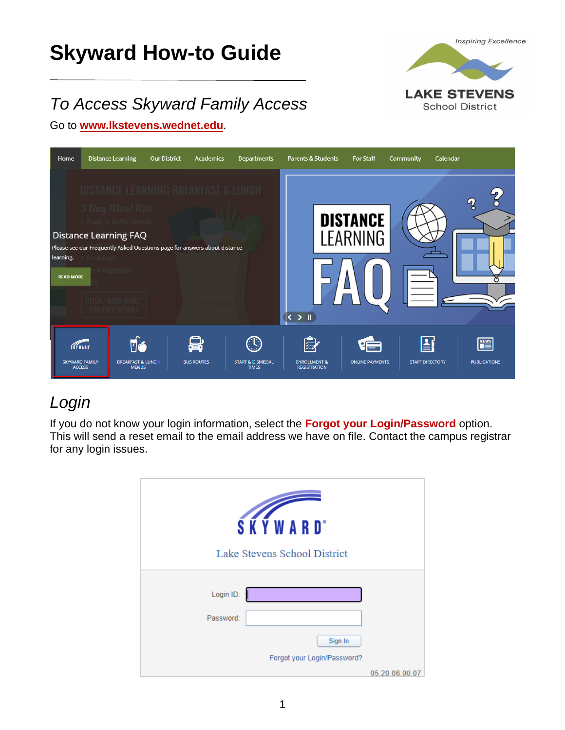# Skyward How-to Guide

Inspiring Excellence

LAKE STEVENS School District

## *To Access Skyward Family Access*

Go to **www.lkstevens.wednet.edu**.

## *Login*

If you do not know your login information, select the **Forgot your Login/Password** option. This will send a reset email to the email address we have on file. Contact the campus registrar for any login issues.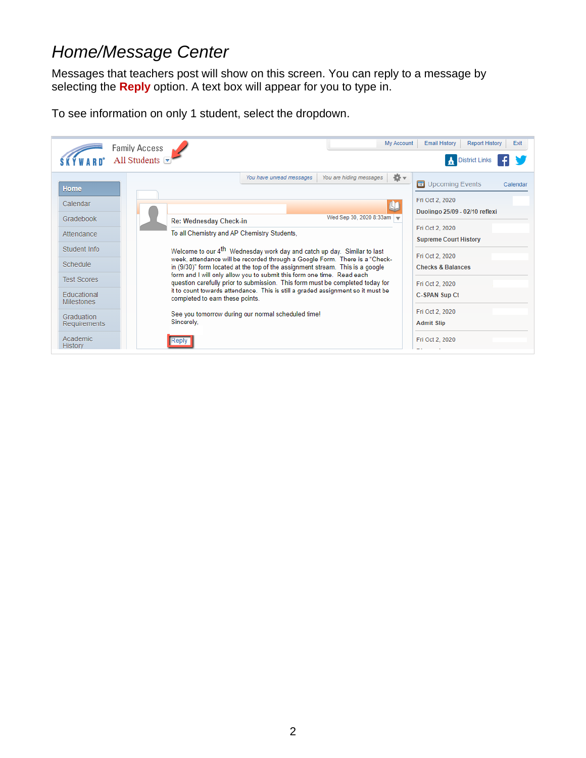# *Home/Message Center*

Messages that teachers post will show on this screen. You can reply to a message by selecting the **Reply** option. A text box will appear for you to type in.

To see information on only 1 student, select the dropdown.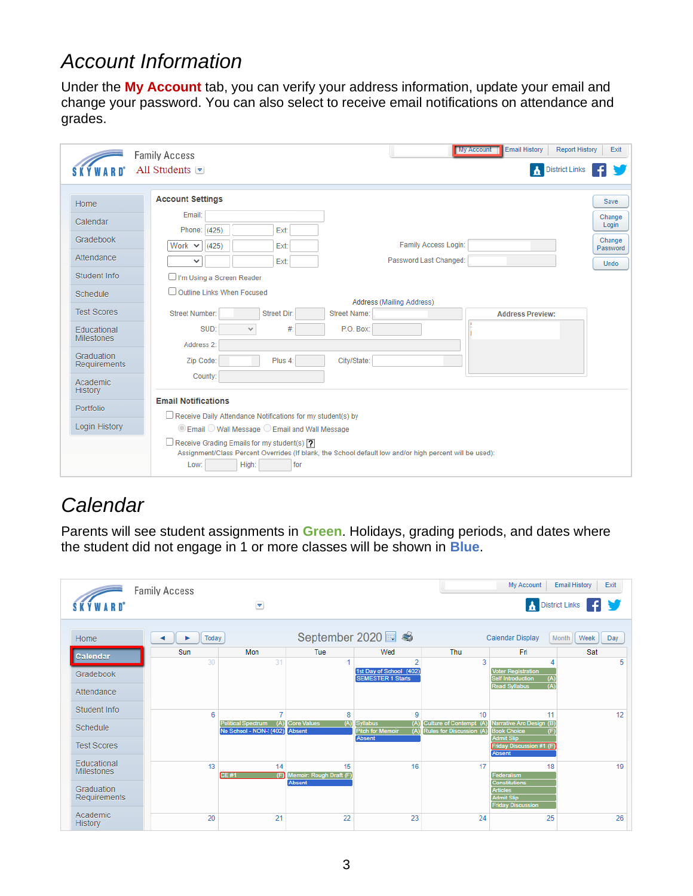# *Account Information*

Under the **My Account** tab, you can verify your address information, update your email and change your password. You can also select to receive email notifications on attendance and grades.

# *Calendar*

Parents will see student assignments in **Green**. Holidays, grading periods, and dates where the student did not engage in 1 or more classes will be shown in **Blue**.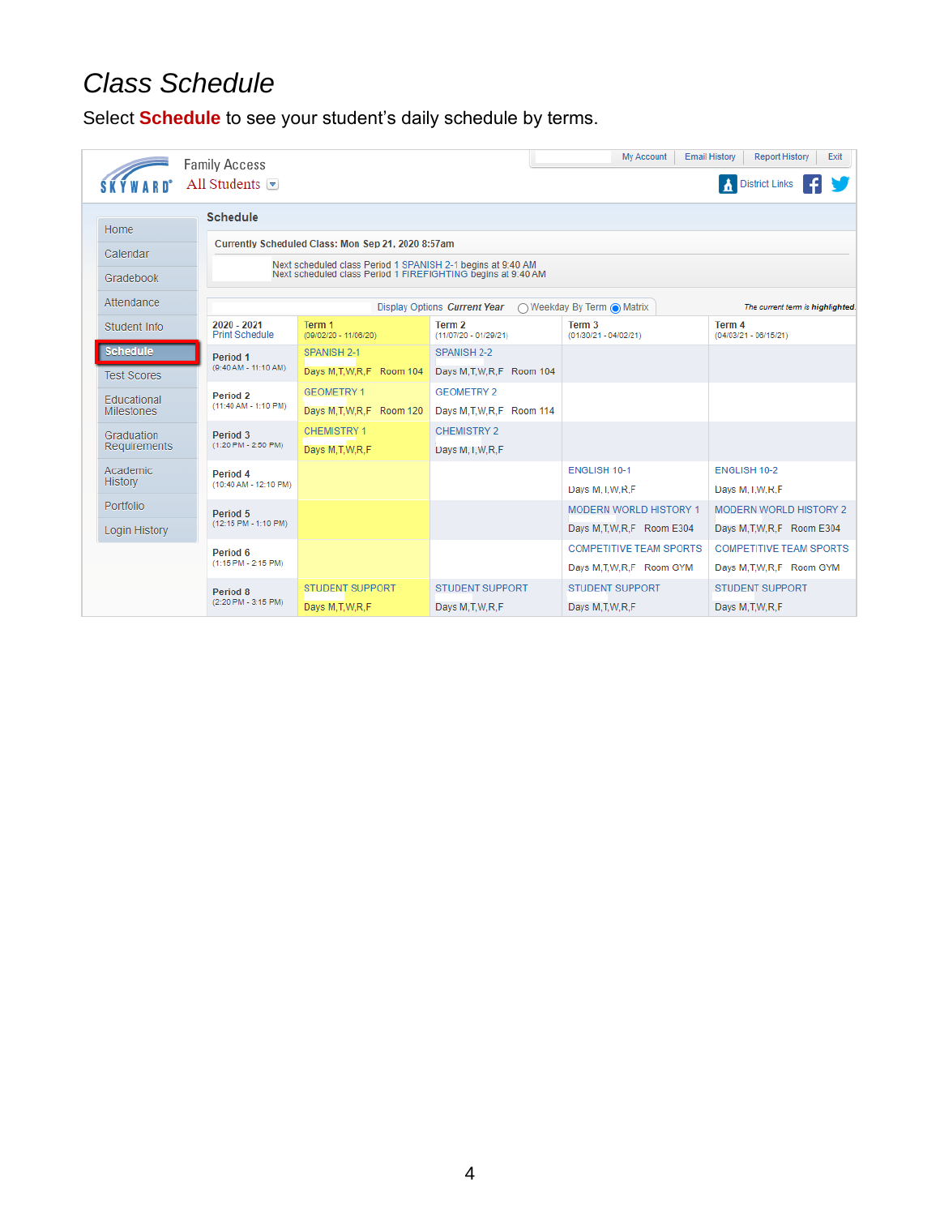# *Class Schedule*

Select **Schedule** to see your student's daily schedule by terms.

Family Access
All Students

My Account | Email History | Report History | Exit

District Links

- Home
- Calendar
- Gradebook
- Attendance
- Student Info
- **Schedule**
- Test Scores
- Educational Milestones
- Graduation Requirements
- Academic History
- Portfolio
- Login History

**Schedule**

**Currently Scheduled Class: Mon Sep 21, 2020 8:57am**

Next scheduled class Period 1 SPANISH 2-1 begins at 9:40 AM
Next scheduled class Period 1 FIREFIGHTING begins at 9:40 AM

Display Options *Current Year* ○ Weekday By Term ◉ Matrix

*The current term is highlighted.*

| 2020 - 2021 Print Schedule | Term 1 (09/02/20 - 11/06/20) | Term 2 (11/07/20 - 01/29/21) | Term 3 (01/30/21 - 04/02/21) | Term 4 (04/03/21 - 06/15/21) |
|---|---|---|---|---|
| Period 1 (9:40 AM - 11:10 AM) | SPANISH 2-1 Days M,T,W,R,F Room 104 | SPANISH 2-2 Days M,T,W,R,F Room 104 | | |
| Period 2 (11:40 AM - 1:10 PM) | GEOMETRY 1 Days M,T,W,R,F Room 120 | GEOMETRY 2 Days M,T,W,R,F Room 114 | | |
| Period 3 (1:20 PM - 2:50 PM) | CHEMISTRY 1 Days M,T,W,R,F | CHEMISTRY 2 Days M,T,W,R,F | | |
| Period 4 (10:40 AM - 12:10 PM) | | | ENGLISH 10-1 Days M,T,W,R,F | ENGLISH 10-2 Days M,T,W,R,F |
| Period 5 (12:15 PM - 1:10 PM) | | | MODERN WORLD HISTORY 1 Days M,T,W,R,F Room E304 | MODERN WORLD HISTORY 2 Days M,T,W,R,F Room E304 |
| Period 6 (1:15 PM - 2:15 PM) | | | COMPETITIVE TEAM SPORTS Days M,T,W,R,F Room GYM | COMPETITIVE TEAM SPORTS Days M,T,W,R,F Room GYM |
| Period 8 (2:20 PM - 3:15 PM) | STUDENT SUPPORT Days M,T,W,R,F | STUDENT SUPPORT Days M,T,W,R,F | STUDENT SUPPORT Days M,T,W,R,F | STUDENT SUPPORT Days M,T,W,R,F |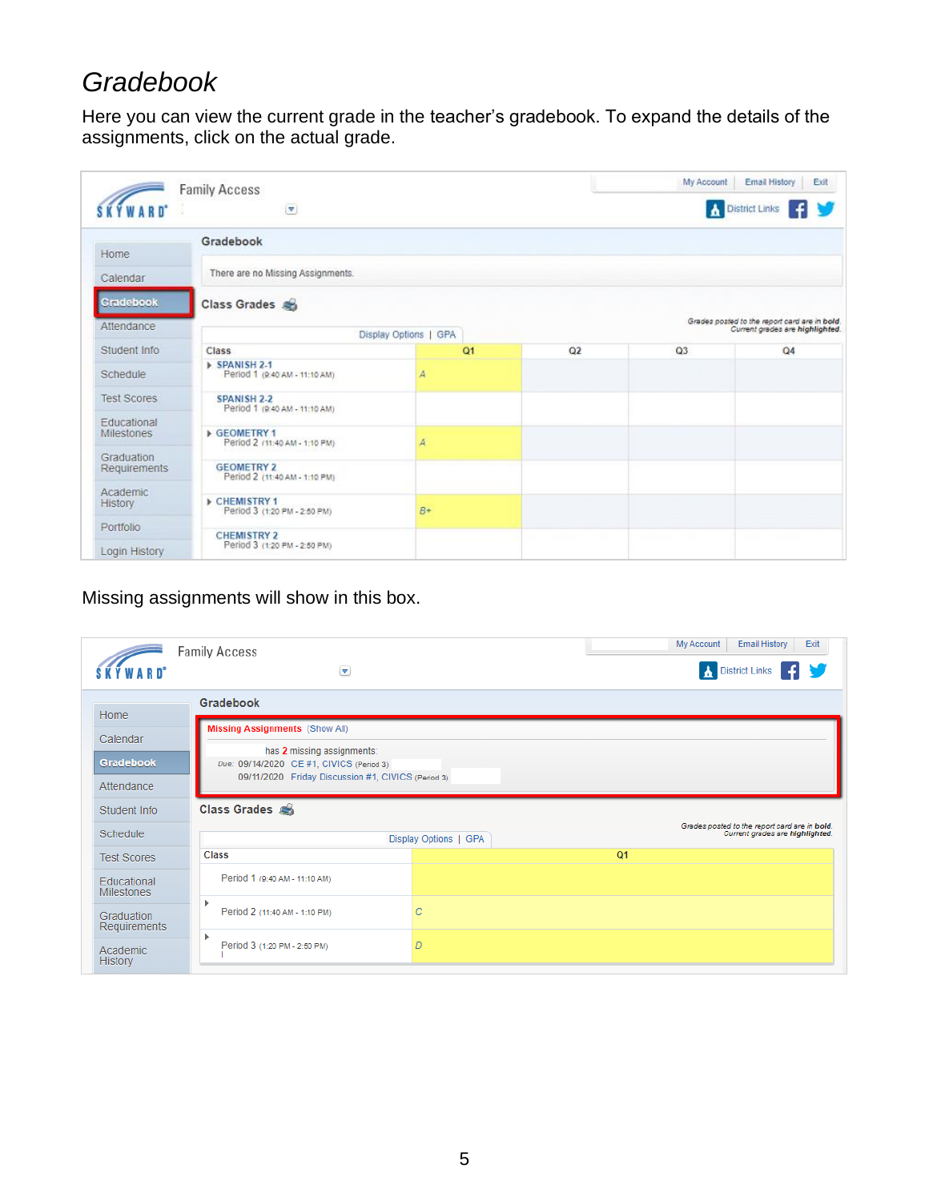# Gradebook

Here you can view the current grade in the teacher's gradebook. To expand the details of the assignments, click on the actual grade.

Family Access

My Account | Email History | Exit

District Links

- Home
- Calendar
- Gradebook
- Attendance
- Student Info
- Schedule
- Test Scores
- Educational Milestones
- Graduation Requirements
- Academic History
- Portfolio
- Login History

Gradebook

There are no Missing Assignments.

Class Grades

Display Options | GPA

*Grades posted to the report card are in bold. Current grades are highlighted.*

| Class | Q1 | Q2 | Q3 | Q4 |
|---|---|---|---|---|
| SPANISH 2-1 Period 1 (9:40 AM - 11:10 AM) | A | | | |
| SPANISH 2-2 Period 1 (9:40 AM - 11:10 AM) | | | | |
| GEOMETRY 1 Period 2 (11:40 AM - 1:10 PM) | A | | | |
| GEOMETRY 2 Period 2 (11:40 AM - 1:10 PM) | | | | |
| CHEMISTRY 1 Period 3 (1:20 PM - 2:50 PM) | B+ | | | |
| CHEMISTRY 2 Period 3 (1:20 PM - 2:50 PM) | | | | |

Missing assignments will show in this box.

Family Access

My Account | Email History | Exit

District Links

- Home
- Calendar
- Gradebook
- Attendance
- Student Info
- Schedule
- Test Scores
- Educational Milestones
- Graduation Requirements
- Academic History

Gradebook

**Missing Assignments** (Show All)

has 2 missing assignments:

Due: 09/14/2020 CE #1, CIVICS (Period 3)

09/11/2020 Friday Discussion #1, CIVICS (Period 3)

Class Grades

Display Options | GPA

*Grades posted to the report card are in bold. Current grades are highlighted.*

| Class | Q1 |
|---|---|
| Period 1 (9:40 AM - 11:10 AM) | |
| Period 2 (11:40 AM - 1:10 PM) | C |
| Period 3 (1:20 PM - 2:50 PM) | D |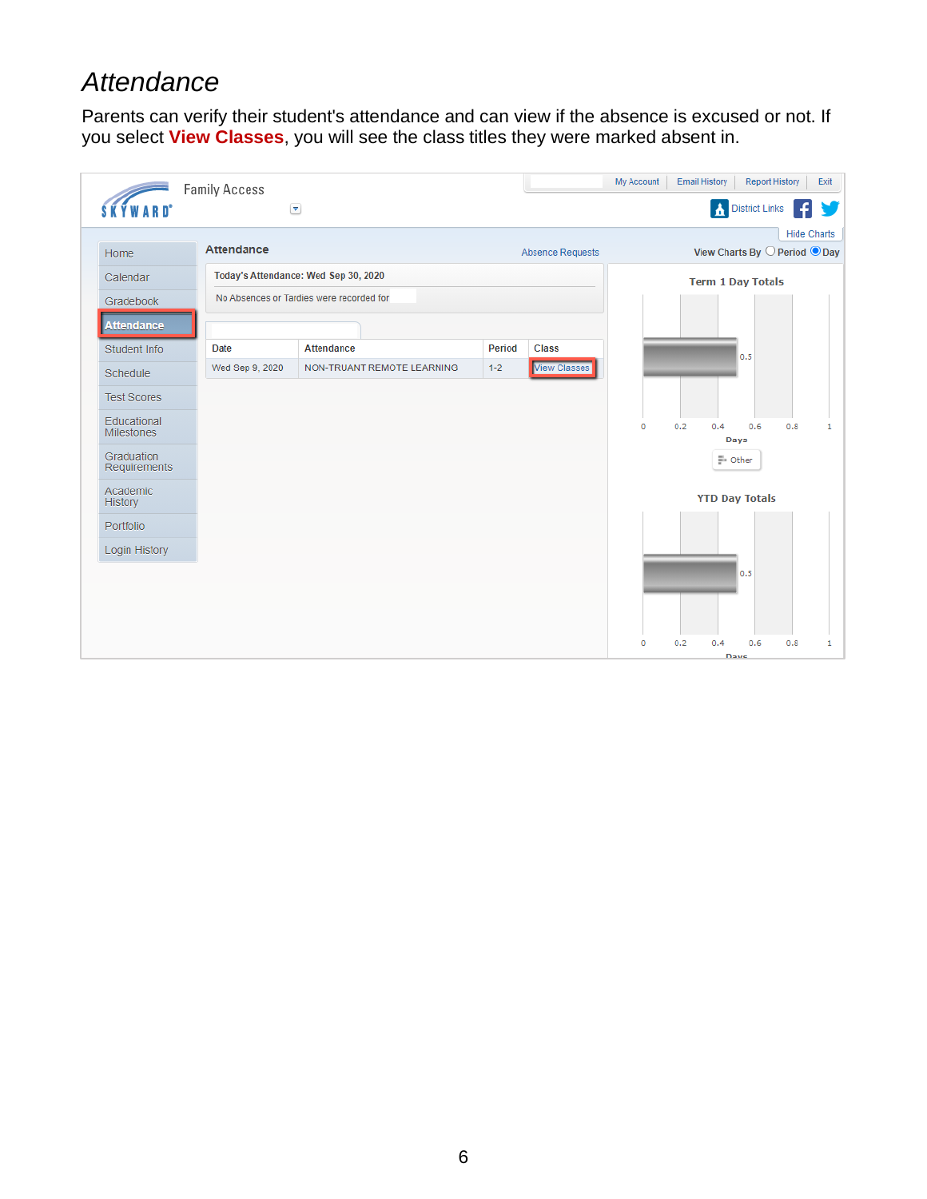# *Attendance*

Parents can verify their student's attendance and can view if the absence is excused or not. If you select **View Classes**, you will see the class titles they were marked absent in.

Family Access

My Account | Email History | Report History | Exit

District Links

Hide Charts

- Home
- Calendar
- Gradebook
- **Attendance**
- Student Info
- Schedule
- Test Scores
- Educational Milestones
- Graduation Requirements
- Academic History
- Portfolio
- Login History

**Attendance** — Absence Requests — View Charts By ○ Period ◉ Day

**Today's Attendance: Wed Sep 30, 2020**

No Absences or Tardies were recorded for

| Date | Attendance | Period | Class |
|---|---|---|---|
| Wed Sep 9, 2020 | NON-TRUANT REMOTE LEARNING | 1-2 | View Classes |

**Term 1 Day Totals**

0.5

0 0.2 0.4 0.6 0.8 1

Days

Other

**YTD Day Totals**

0.5

0 0.2 0.4 0.6 0.8 1

Days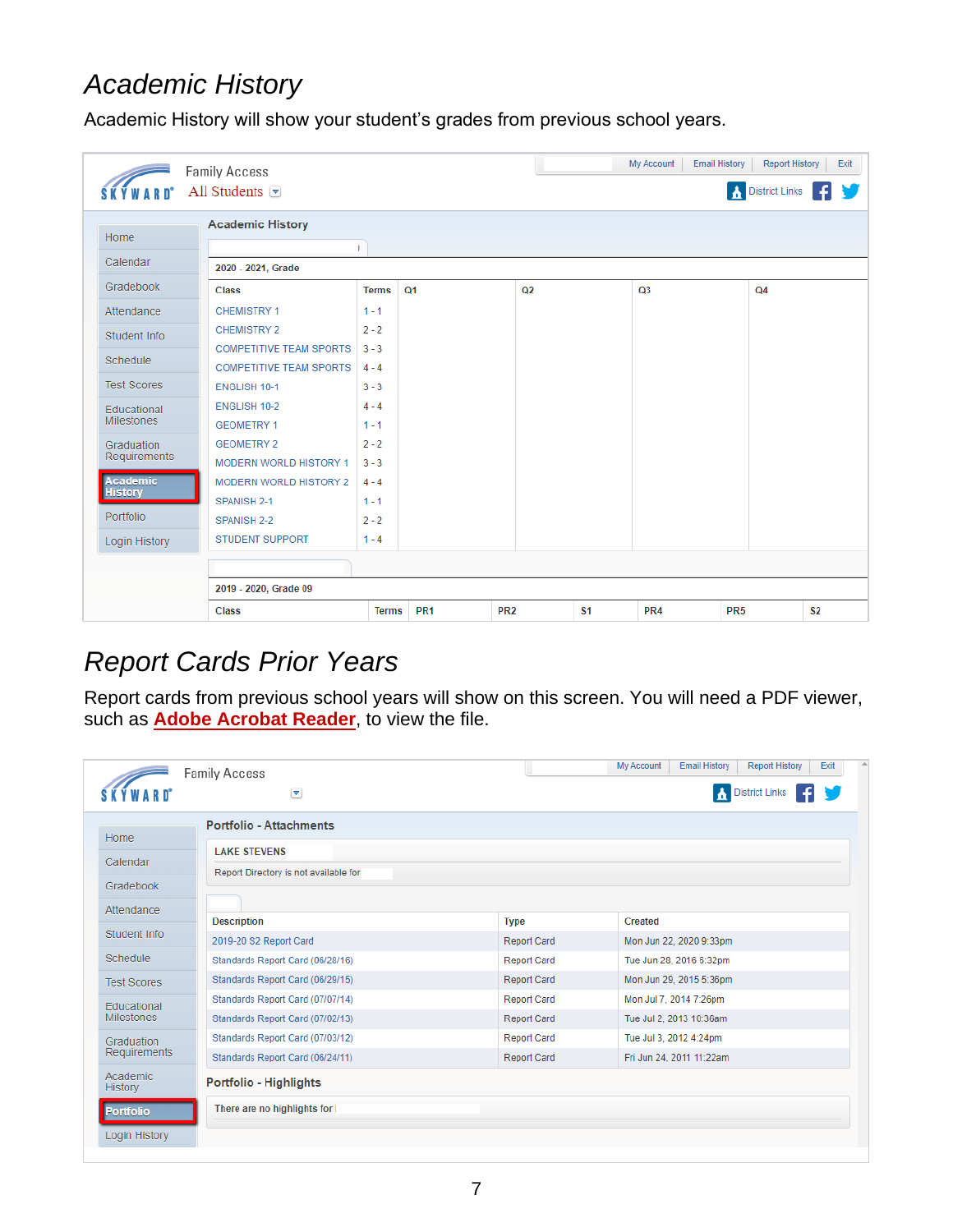# *Academic History*

Academic History will show your student's grades from previous school years.

Family Access
All Students

My Account | Email History | Report History | Exit

District Links

Home
Calendar
Gradebook
Attendance
Student Info
Schedule
Test Scores
Educational Milestones
Graduation Requirements
Academic History
Portfolio
Login History

Academic History

2020 - 2021, Grade

| Class | Terms | Q1 | Q2 | Q3 | Q4 |
|---|---|---|---|---|---|
| CHEMISTRY 1 | 1 - 1 | | | | |
| CHEMISTRY 2 | 2 - 2 | | | | |
| COMPETITIVE TEAM SPORTS | 3 - 3 | | | | |
| COMPETITIVE TEAM SPORTS | 4 - 4 | | | | |
| ENGLISH 10-1 | 3 - 3 | | | | |
| ENGLISH 10-2 | 4 - 4 | | | | |
| GEOMETRY 1 | 1 - 1 | | | | |
| GEOMETRY 2 | 2 - 2 | | | | |
| MODERN WORLD HISTORY 1 | 3 - 3 | | | | |
| MODERN WORLD HISTORY 2 | 4 - 4 | | | | |
| SPANISH 2-1 | 1 - 1 | | | | |
| SPANISH 2-2 | 2 - 2 | | | | |
| STUDENT SUPPORT | 1 - 4 | | | | |

2019 - 2020, Grade 09

| Class | Terms | PR1 | PR2 | S1 | PR4 | PR5 | S2 |
|---|---|---|---|---|---|---|---|

# *Report Cards Prior Years*

Report cards from previous school years will show on this screen. You will need a PDF viewer, such as **Adobe Acrobat Reader**, to view the file.

Family Access

My Account | Email History | Report History | Exit

District Links

Home
Calendar
Gradebook
Attendance
Student Info
Schedule
Test Scores
Educational Milestones
Graduation Requirements
Academic History
Portfolio
Login History

Portfolio - Attachments

LAKE STEVENS

Report Directory is not available for

| Description | Type | Created |
|---|---|---|
| 2019-20 S2 Report Card | Report Card | Mon Jun 22, 2020 9:33pm |
| Standards Report Card (06/28/16) | Report Card | Tue Jun 28, 2016 6:32pm |
| Standards Report Card (06/29/15) | Report Card | Mon Jun 29, 2015 5:36pm |
| Standards Report Card (07/07/14) | Report Card | Mon Jul 7, 2014 7:26pm |
| Standards Report Card (07/02/13) | Report Card | Tue Jul 2, 2013 10:36am |
| Standards Report Card (07/03/12) | Report Card | Tue Jul 3, 2012 4:24pm |
| Standards Report Card (06/24/11) | Report Card | Fri Jun 24, 2011 11:22am |

Portfolio - Highlights

There are no highlights for